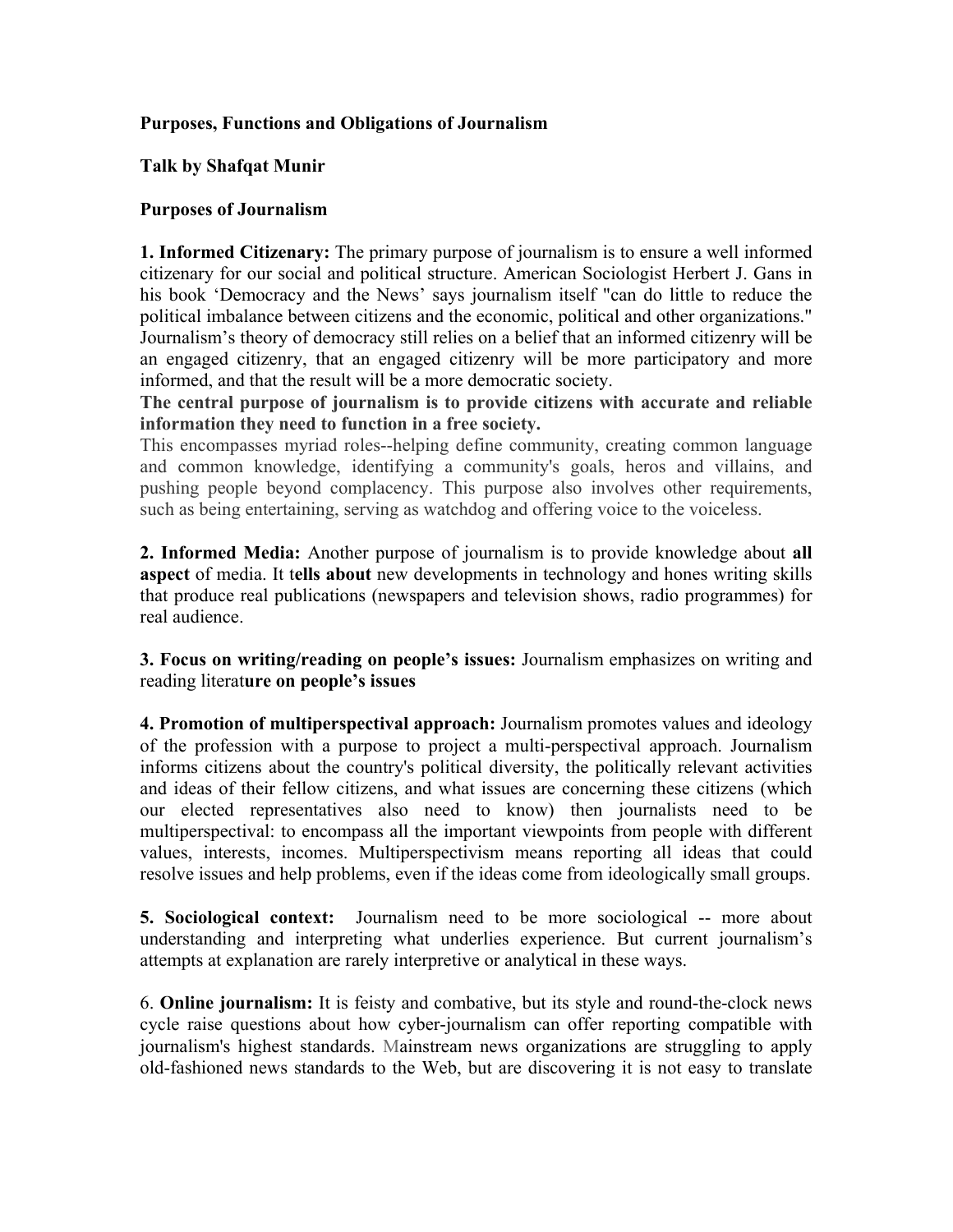**Purposes, Functions and Obligations of Journalism**

**Talk by Shafqat Munir**

**Purposes of Journalism**

**1. Informed Citizenary:** The primary purpose of journalism is to ensure a well informed citizenary for our social and political structure. American Sociologist Herbert J. Gans in his book 'Democracy and the News' says journalism itself "can do little to reduce the political imbalance between citizens and the economic, political and other organizations." Journalism's theory of democracy still relies on a belief that an informed citizenry will be an engaged citizenry, that an engaged citizenry will be more participatory and more informed, and that the result will be a more democratic society.
**The central purpose of journalism is to provide citizens with accurate and reliable information they need to function in a free society.**
This encompasses myriad roles--helping define community, creating common language and common knowledge, identifying a community's goals, heros and villains, and pushing people beyond complacency. This purpose also involves other requirements, such as being entertaining, serving as watchdog and offering voice to the voiceless.

**2. Informed Media:** Another purpose of journalism is to provide knowledge about **all aspect** of media. It t**ells about** new developments in technology and hones writing skills that produce real publications (newspapers and television shows, radio programmes) for real audience.

**3. Focus on writing/reading on people's issues:** Journalism emphasizes on writing and reading literat**ure on people's issues**

**4. Promotion of multiperspectival approach:** Journalism promotes values and ideology of the profession with a purpose to project a multi-perspectival approach. Journalism informs citizens about the country's political diversity, the politically relevant activities and ideas of their fellow citizens, and what issues are concerning these citizens (which our elected representatives also need to know) then journalists need to be multiperspectival: to encompass all the important viewpoints from people with different values, interests, incomes. Multiperspectivism means reporting all ideas that could resolve issues and help problems, even if the ideas come from ideologically small groups.

**5. Sociological context:** Journalism need to be more sociological -- more about understanding and interpreting what underlies experience. But current journalism's attempts at explanation are rarely interpretive or analytical in these ways.

6. **Online journalism:** It is feisty and combative, but its style and round-the-clock news cycle raise questions about how cyber-journalism can offer reporting compatible with journalism's highest standards. Mainstream news organizations are struggling to apply old-fashioned news standards to the Web, but are discovering it is not easy to translate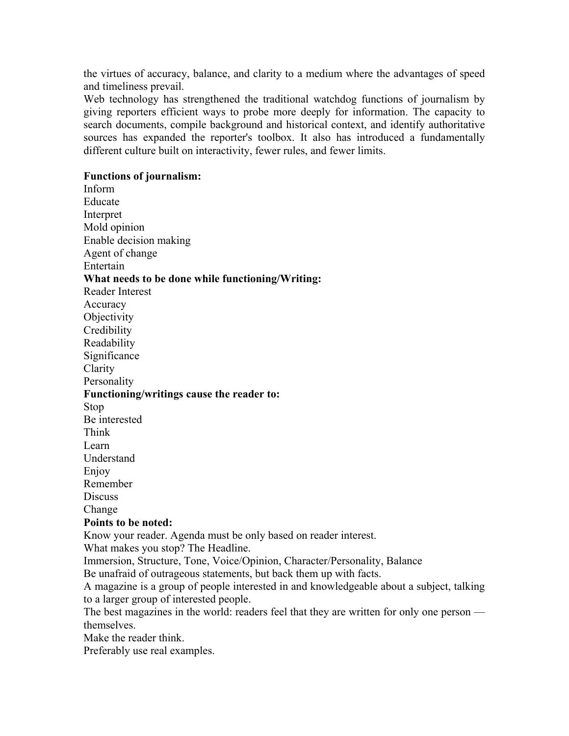the virtues of accuracy, balance, and clarity to a medium where the advantages of speed and timeliness prevail.

Web technology has strengthened the traditional watchdog functions of journalism by giving reporters efficient ways to probe more deeply for information. The capacity to search documents, compile background and historical context, and identify authoritative sources has expanded the reporter's toolbox. It also has introduced a fundamentally different culture built on interactivity, fewer rules, and fewer limits.

**Functions of journalism:**

Inform
Educate
Interpret
Mold opinion
Enable decision making
Agent of change
Entertain

**What needs to be done while functioning/Writing:**

Reader Interest
Accuracy
Objectivity
Credibility
Readability
Significance
Clarity
Personality

**Functioning/writings cause the reader to:**

Stop
Be interested
Think
Learn
Understand
Enjoy
Remember
Discuss
Change

**Points to be noted:**

Know your reader. Agenda must be only based on reader interest.
What makes you stop? The Headline.
Immersion, Structure, Tone, Voice/Opinion, Character/Personality, Balance
Be unafraid of outrageous statements, but back them up with facts.
A magazine is a group of people interested in and knowledgeable about a subject, talking to a larger group of interested people.
The best magazines in the world: readers feel that they are written for only one person — themselves.
Make the reader think.
Preferably use real examples.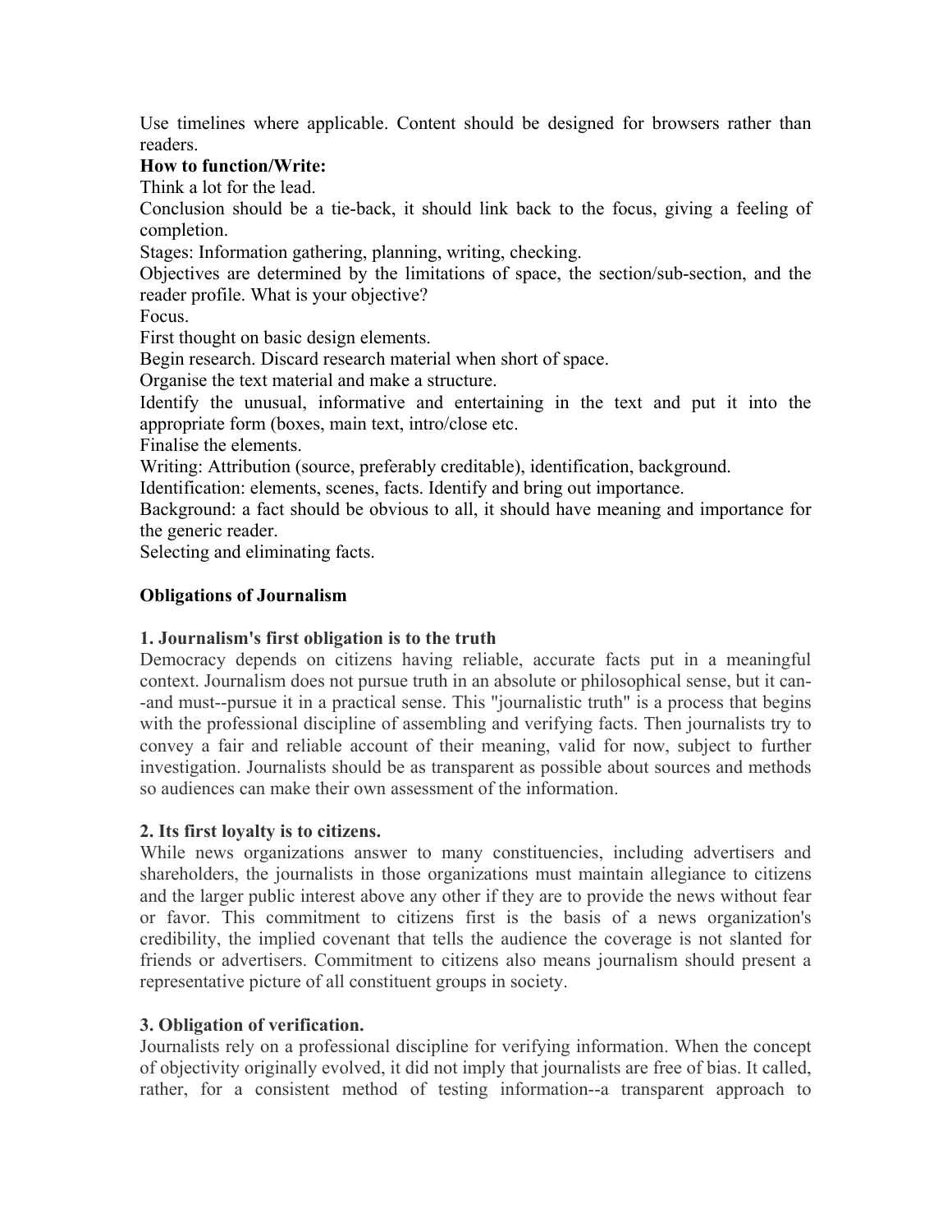Use timelines where applicable. Content should be designed for browsers rather than readers.

**How to function/Write:**

Think a lot for the lead.

Conclusion should be a tie-back, it should link back to the focus, giving a feeling of completion.

Stages: Information gathering, planning, writing, checking.

Objectives are determined by the limitations of space, the section/sub-section, and the reader profile. What is your objective?

Focus.

First thought on basic design elements.

Begin research. Discard research material when short of space.

Organise the text material and make a structure.

Identify the unusual, informative and entertaining in the text and put it into the appropriate form (boxes, main text, intro/close etc.

Finalise the elements.

Writing: Attribution (source, preferably creditable), identification, background.

Identification: elements, scenes, facts. Identify and bring out importance.

Background: a fact should be obvious to all, it should have meaning and importance for the generic reader.

Selecting and eliminating facts.

## Obligations of Journalism

### 1. Journalism's first obligation is to the truth

Democracy depends on citizens having reliable, accurate facts put in a meaningful context. Journalism does not pursue truth in an absolute or philosophical sense, but it can--and must--pursue it in a practical sense. This "journalistic truth" is a process that begins with the professional discipline of assembling and verifying facts. Then journalists try to convey a fair and reliable account of their meaning, valid for now, subject to further investigation. Journalists should be as transparent as possible about sources and methods so audiences can make their own assessment of the information.

### 2. Its first loyalty is to citizens.

While news organizations answer to many constituencies, including advertisers and shareholders, the journalists in those organizations must maintain allegiance to citizens and the larger public interest above any other if they are to provide the news without fear or favor. This commitment to citizens first is the basis of a news organization's credibility, the implied covenant that tells the audience the coverage is not slanted for friends or advertisers. Commitment to citizens also means journalism should present a representative picture of all constituent groups in society.

### 3. Obligation of verification.

Journalists rely on a professional discipline for verifying information. When the concept of objectivity originally evolved, it did not imply that journalists are free of bias. It called, rather, for a consistent method of testing information--a transparent approach to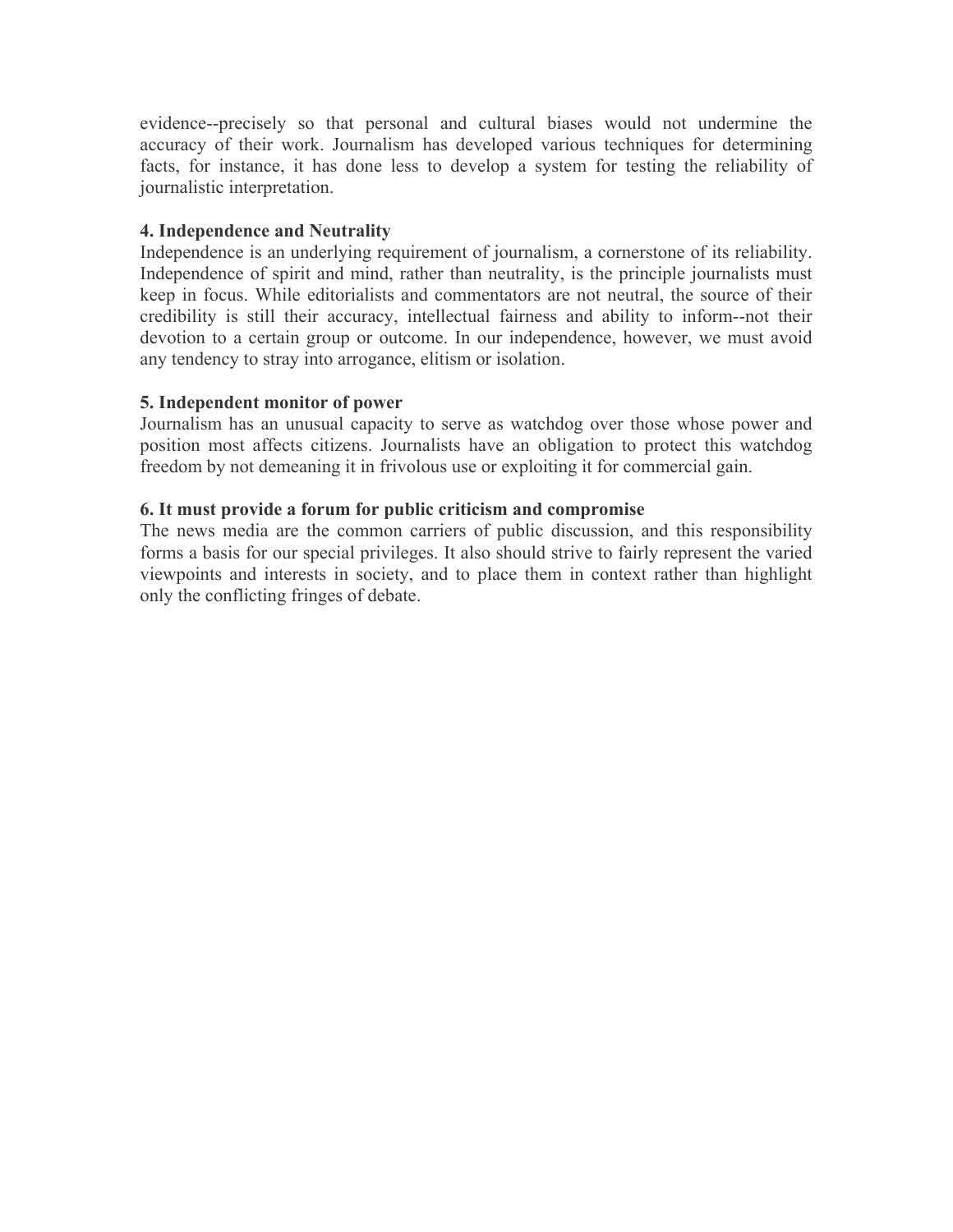evidence--precisely so that personal and cultural biases would not undermine the accuracy of their work. Journalism has developed various techniques for determining facts, for instance, it has done less to develop a system for testing the reliability of journalistic interpretation.

**4. Independence and Neutrality**

Independence is an underlying requirement of journalism, a cornerstone of its reliability. Independence of spirit and mind, rather than neutrality, is the principle journalists must keep in focus. While editorialists and commentators are not neutral, the source of their credibility is still their accuracy, intellectual fairness and ability to inform--not their devotion to a certain group or outcome. In our independence, however, we must avoid any tendency to stray into arrogance, elitism or isolation.

**5. Independent monitor of power**

Journalism has an unusual capacity to serve as watchdog over those whose power and position most affects citizens. Journalists have an obligation to protect this watchdog freedom by not demeaning it in frivolous use or exploiting it for commercial gain.

**6. It must provide a forum for public criticism and compromise**

The news media are the common carriers of public discussion, and this responsibility forms a basis for our special privileges. It also should strive to fairly represent the varied viewpoints and interests in society, and to place them in context rather than highlight only the conflicting fringes of debate.